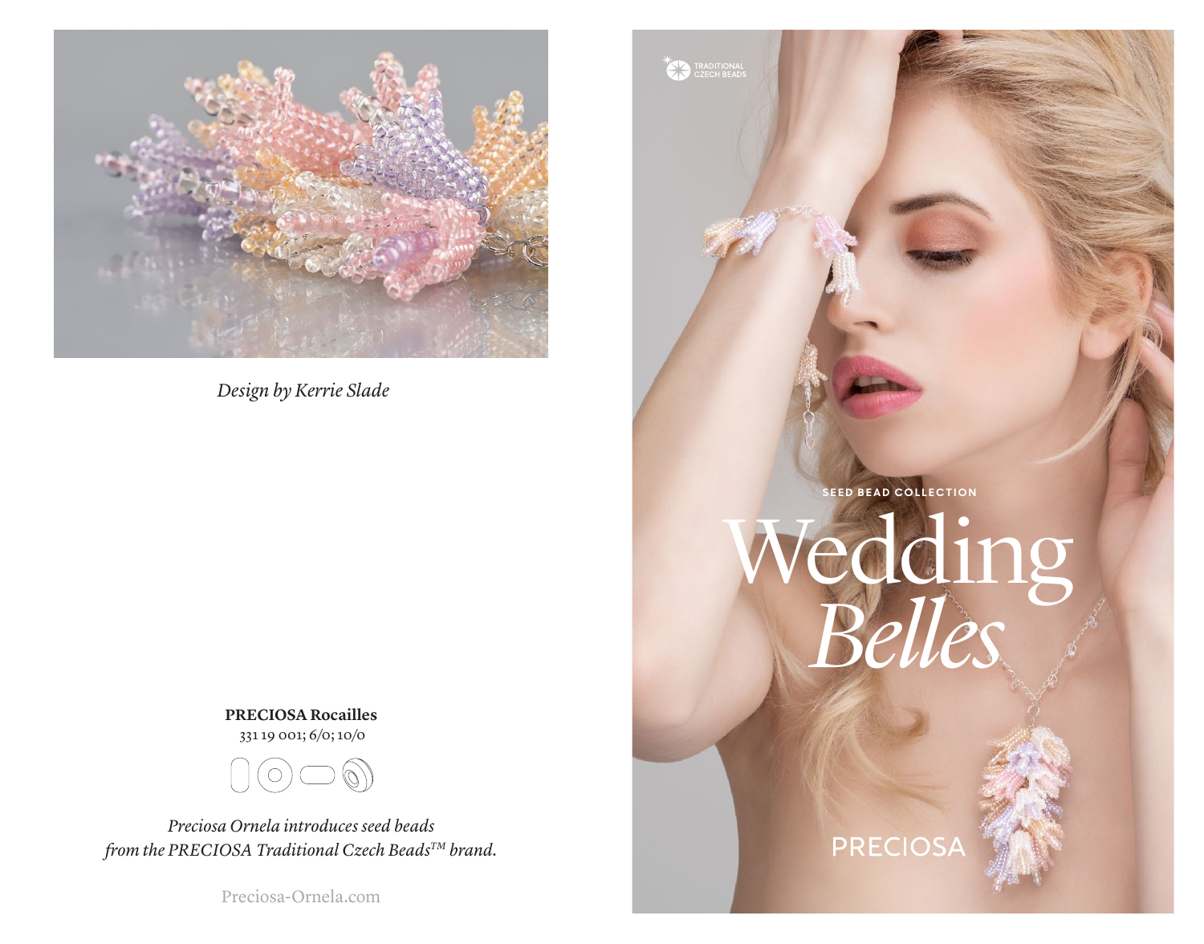*Design by Kerrie Slade*

**PRECIOSA Rocailles**
331 19 001; 6/0; 10/0

*Preciosa Ornela introduces seed beads from the PRECIOSA Traditional Czech Beads™ brand.*

Preciosa-Ornela.com

TRADITIONAL CZECH BEADS

SEED BEAD COLLECTION

# Wedding *Belles*

PRECIOSA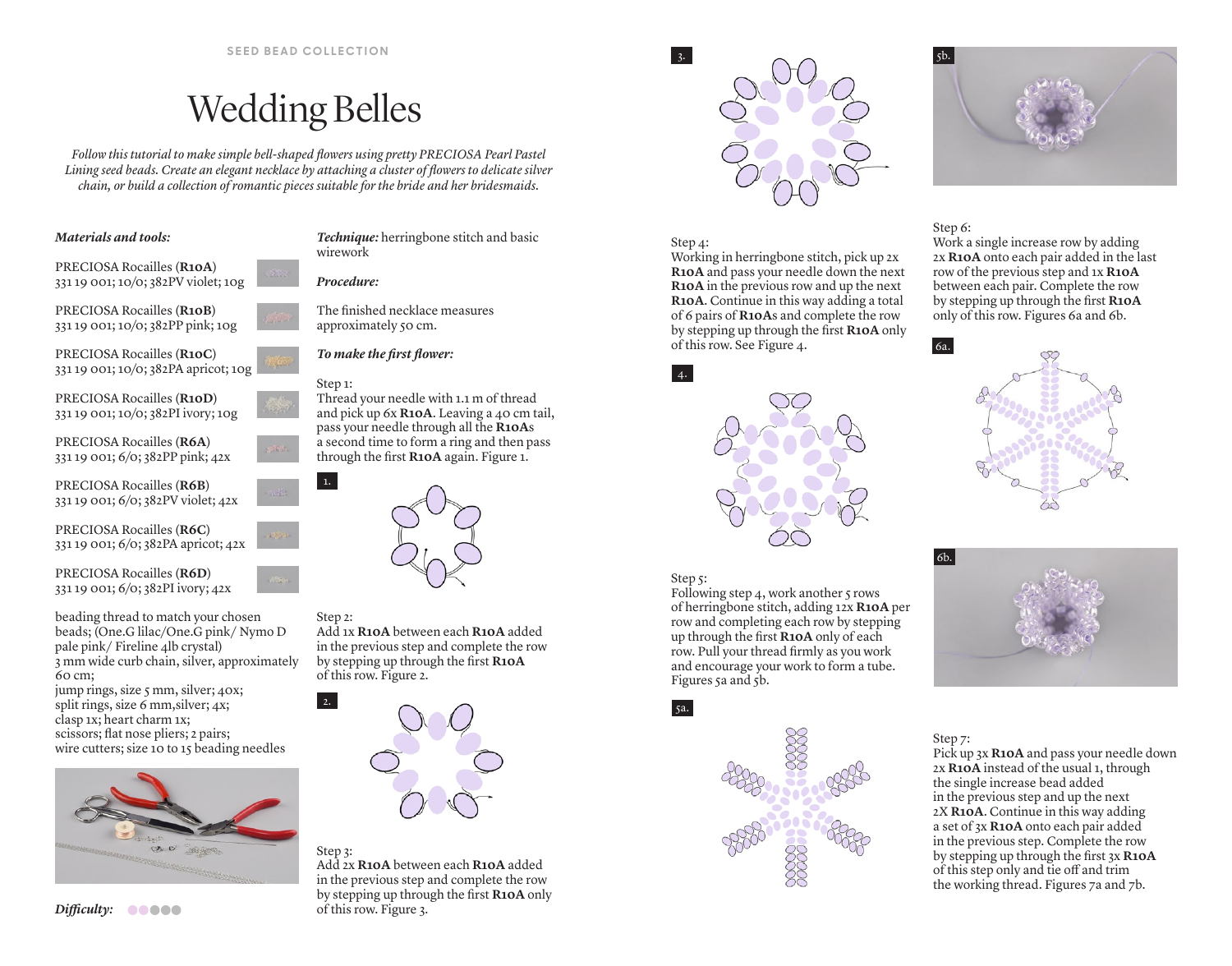# Wedding Belles

*Follow this tutorial to make simple bell-shaped flowers using pretty PRECIOSA Pearl Pastel Lining seed beads. Create an elegant necklace by attaching a cluster of flowers to delicate silver chain, or build a collection of romantic pieces suitable for the bride and her bridesmaids.*

***Materials and tools:***

PRECIOSA Rocailles (**R10A**)
331 19 001; 10/0; 382PV violet; 10g

PRECIOSA Rocailles (**R10B**)
331 19 001; 10/0; 382PP pink; 10g

PRECIOSA Rocailles (**R10C**)
331 19 001; 10/0; 382PA apricot; 10g

PRECIOSA Rocailles (**R10D**)
331 19 001; 10/0; 382PI ivory; 10g

PRECIOSA Rocailles (**R6A**)
331 19 001; 6/0; 382PP pink; 42x

PRECIOSA Rocailles (**R6B**)
331 19 001; 6/0; 382PV violet; 42x

PRECIOSA Rocailles (**R6C**)
331 19 001; 6/0; 382PA apricot; 42x

PRECIOSA Rocailles (**R6D**)
331 19 001; 6/0; 382PI ivory; 42x

beading thread to match your chosen beads; (One.G lilac/One.G pink/ Nymo D pale pink/ Fireline 4lb crystal)
3 mm wide curb chain, silver, approximately 60 cm;
jump rings, size 5 mm, silver; 40x;
split rings, size 6 mm,silver; 4x;
clasp 1x; heart charm 1x;
scissors; flat nose pliers; 2 pairs;
wire cutters; size 10 to 15 beading needles

***Difficulty:***

***Technique:*** herringbone stitch and basic wirework

***Procedure:***

The finished necklace measures approximately 50 cm.

***To make the first flower:***

Step 1:
Thread your needle with 1.1 m of thread and pick up 6x **R10A**. Leaving a 40 cm tail, pass your needle through all the **R10A**s a second time to form a ring and then pass through the first **R10A** again. Figure 1.

1.

Step 2:
Add 1x **R10A** between each **R10A** added in the previous step and complete the row by stepping up through the first **R10A** of this row. Figure 2.

2.

Step 3:
Add 2x **R10A** between each **R10A** added in the previous step and complete the row by stepping up through the first **R10A** only of this row. Figure 3.

3.

Step 4:
Working in herringbone stitch, pick up 2x **R10A** and pass your needle down the next **R10A** in the previous row and up the next **R10A**. Continue in this way adding a total of 6 pairs of **R10A**s and complete the row by stepping up through the first **R10A** only of this row. See Figure 4.

4.

Step 5:
Following step 4, work another 5 rows of herringbone stitch, adding 12x **R10A** per row and completing each row by stepping up through the first **R10A** only of each row. Pull your thread firmly as you work and encourage your work to form a tube. Figures 5a and 5b.

5a.

5b.

Step 6:
Work a single increase row by adding 2x **R10A** onto each pair added in the last row of the previous step and 1x **R10A** between each pair. Complete the row by stepping up through the first **R10A** only of this row. Figures 6a and 6b.

6a.

6b.

Step 7:
Pick up 3x **R10A** and pass your needle down 2x **R10A** instead of the usual 1, through the single increase bead added in the previous step and up the next 2X **R10A**. Continue in this way adding a set of 3x **R10A** onto each pair added in the previous step. Complete the row by stepping up through the first 3x **R10A** of this step only and tie off and trim the working thread. Figures 7a and 7b.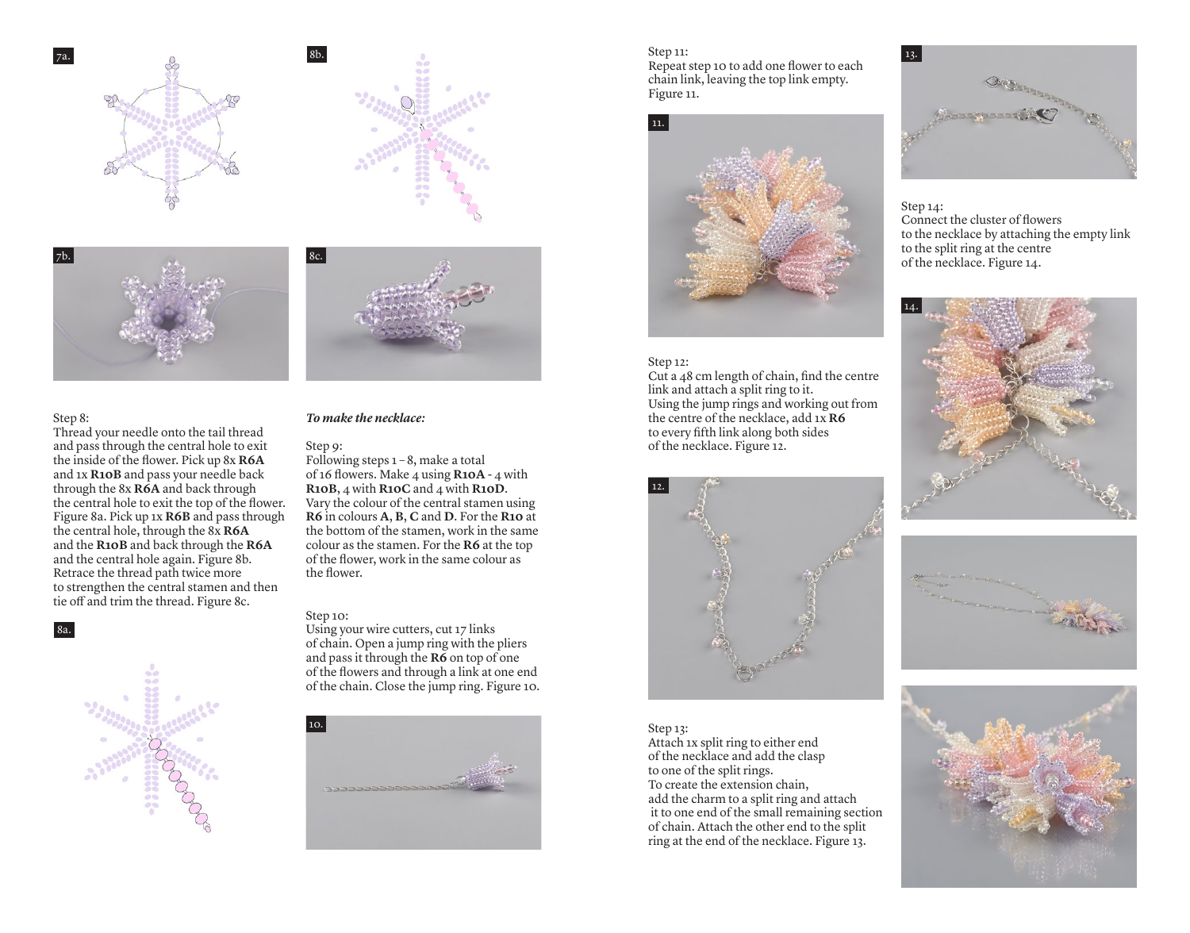7a.

7b.

Step 8:
Thread your needle onto the tail thread and pass through the central hole to exit the inside of the flower. Pick up 8x **R6A** and 1x **R10B** and pass your needle back through the 8x **R6A** and back through the central hole to exit the top of the flower. Figure 8a. Pick up 1x **R6B** and pass through the central hole, through the 8x **R6A** and the **R10B** and back through the **R6A** and the central hole again. Figure 8b. Retrace the thread path twice more to strengthen the central stamen and then tie off and trim the thread. Figure 8c.

8a.

8b.

8c.

***To make the necklace:***

Step 9:
Following steps 1 – 8, make a total of 16 flowers. Make 4 using **R10A** - 4 with **R10B**, 4 with **R10C** and 4 with **R10D**. Vary the colour of the central stamen using **R6** in colours **A**, **B**, **C** and **D**. For the **R10** at the bottom of the stamen, work in the same colour as the stamen. For the **R6** at the top of the flower, work in the same colour as the flower.

Step 10:
Using your wire cutters, cut 17 links of chain. Open a jump ring with the pliers and pass it through the **R6** on top of one of the flowers and through a link at one end of the chain. Close the jump ring. Figure 10.

10.

Step 11:
Repeat step 10 to add one flower to each chain link, leaving the top link empty. Figure 11.

11.

Step 12:
Cut a 48 cm length of chain, find the centre link and attach a split ring to it. Using the jump rings and working out from the centre of the necklace, add 1x **R6** to every fifth link along both sides of the necklace. Figure 12.

12.

Step 13:
Attach 1x split ring to either end of the necklace and add the clasp to one of the split rings. To create the extension chain, add the charm to a split ring and attach it to one end of the small remaining section of chain. Attach the other end to the split ring at the end of the necklace. Figure 13.

13.

Step 14:
Connect the cluster of flowers to the necklace by attaching the empty link to the split ring at the centre of the necklace. Figure 14.

14.